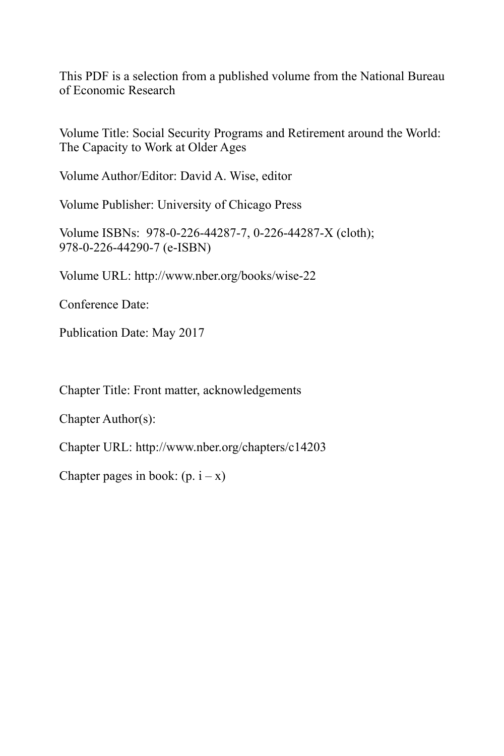This PDF is a selection from a published volume from the National Bureau of Economic Research

Volume Title: Social Security Programs and Retirement around the World: The Capacity to Work at Older Ages

Volume Author/Editor: David A. Wise, editor

Volume Publisher: University of Chicago Press

Volume ISBNs: 978-0-226-44287-7, 0-226-44287-X (cloth); 978-0-226-44290-7 (e-ISBN)

Volume URL: http://www.nber.org/books/wise-22

Conference Date:

Publication Date: May 2017

Chapter Title: Front matter, acknowledgements

Chapter Author(s):

Chapter URL: http://www.nber.org/chapters/c14203

Chapter pages in book: (p. i – x)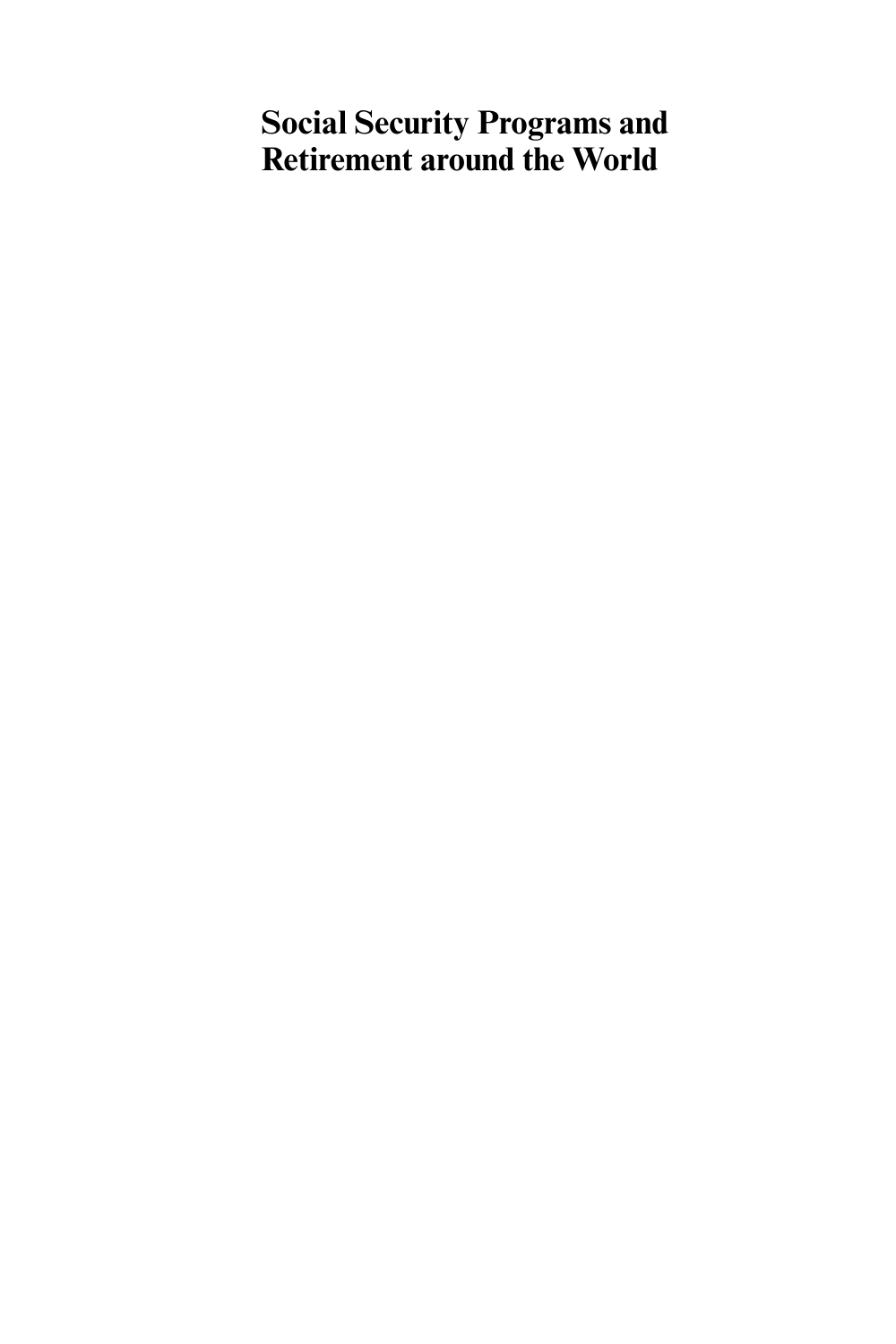# Social Security Programs and Retirement around the World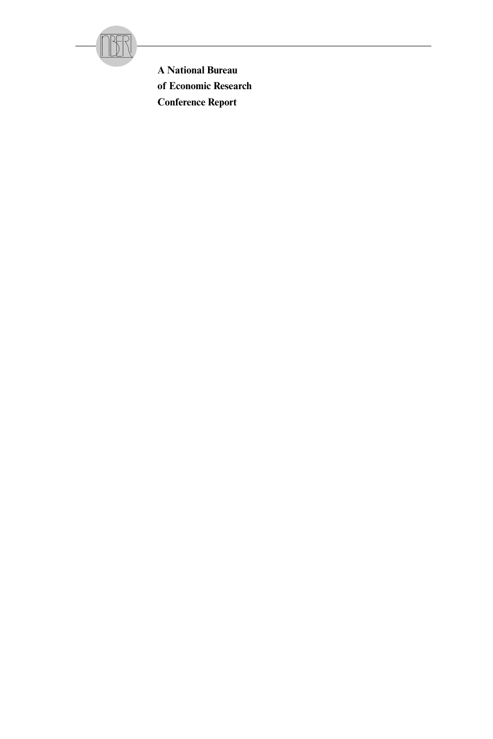**A National Bureau of Economic Research Conference Report**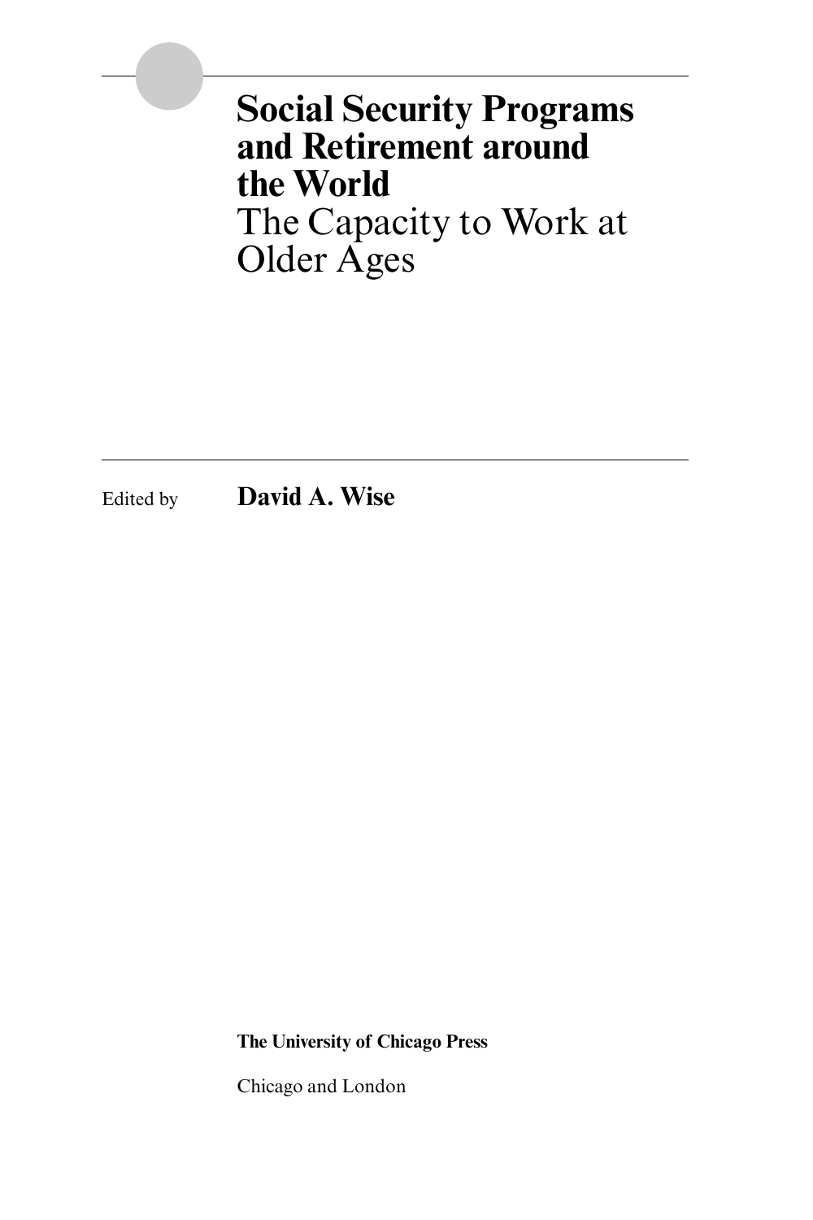# Social Security Programs and Retirement around the World

## The Capacity to Work at Older Ages

Edited by **David A. Wise**

**The University of Chicago Press**

Chicago and London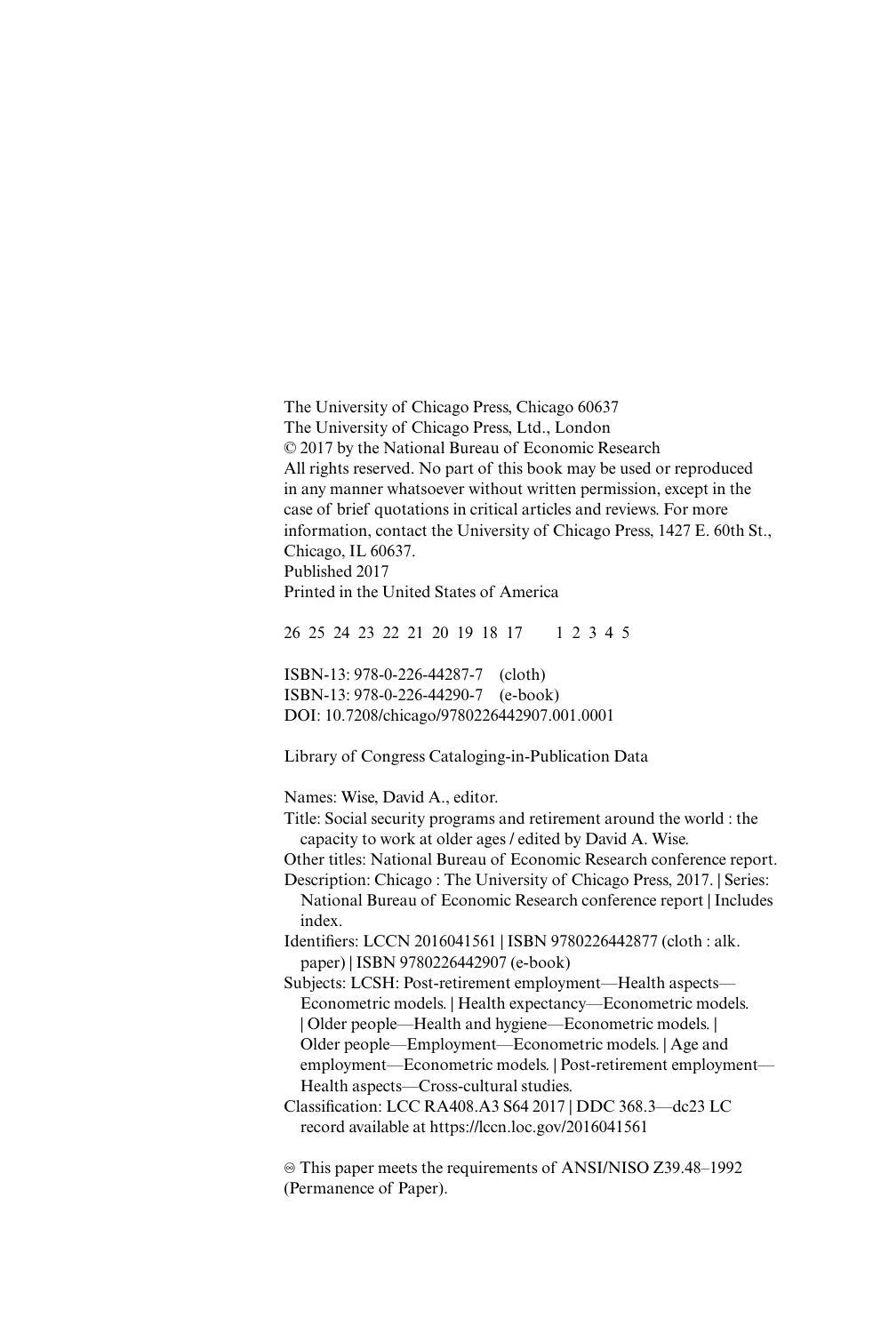The University of Chicago Press, Chicago 60637
The University of Chicago Press, Ltd., London
© 2017 by the National Bureau of Economic Research
All rights reserved. No part of this book may be used or reproduced in any manner whatsoever without written permission, except in the case of brief quotations in critical articles and reviews. For more information, contact the University of Chicago Press, 1427 E. 60th St., Chicago, IL 60637.
Published 2017
Printed in the United States of America

26 25 24 23 22 21 20 19 18 17    1 2 3 4 5

ISBN-13: 978-0-226-44287-7 (cloth)
ISBN-13: 978-0-226-44290-7 (e-book)
DOI: 10.7208/chicago/9780226442907.001.0001

Library of Congress Cataloging-in-Publication Data

Names: Wise, David A., editor.
Title: Social security programs and retirement around the world : the capacity to work at older ages / edited by David A. Wise.
Other titles: National Bureau of Economic Research conference report.
Description: Chicago : The University of Chicago Press, 2017. | Series: National Bureau of Economic Research conference report | Includes index.
Identifiers: LCCN 2016041561 | ISBN 9780226442877 (cloth : alk. paper) | ISBN 9780226442907 (e-book)
Subjects: LCSH: Post-retirement employment—Health aspects—Econometric models. | Health expectancy—Econometric models. | Older people—Health and hygiene—Econometric models. | Older people—Employment—Econometric models. | Age and employment—Econometric models. | Post-retirement employment—Health aspects—Cross-cultural studies.
Classification: LCC RA408.A3 S64 2017 | DDC 368.3—dc23 LC record available at https://lccn.loc.gov/2016041561

♾ This paper meets the requirements of ANSI/NISO Z39.48–1992 (Permanence of Paper).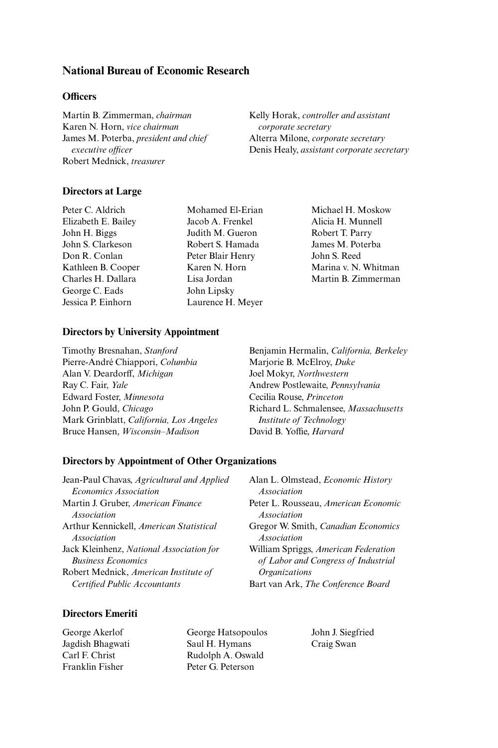## National Bureau of Economic Research

### Officers

Martin B. Zimmerman, *chairman*
Karen N. Horn, *vice chairman*
James M. Poterba, *president and chief executive officer*
Robert Mednick, *treasurer*
Kelly Horak, *controller and assistant corporate secretary*
Alterra Milone, *corporate secretary*
Denis Healy, *assistant corporate secretary*

### Directors at Large

Peter C. Aldrich
Elizabeth E. Bailey
John H. Biggs
John S. Clarkeson
Don R. Conlan
Kathleen B. Cooper
Charles H. Dallara
George C. Eads
Jessica P. Einhorn
Mohamed El-Erian
Jacob A. Frenkel
Judith M. Gueron
Robert S. Hamada
Peter Blair Henry
Karen N. Horn
Lisa Jordan
John Lipsky
Laurence H. Meyer
Michael H. Moskow
Alicia H. Munnell
Robert T. Parry
James M. Poterba
John S. Reed
Marina v. N. Whitman
Martin B. Zimmerman

### Directors by University Appointment

Timothy Bresnahan, *Stanford*
Pierre-André Chiappori, *Columbia*
Alan V. Deardorff, *Michigan*
Ray C. Fair, *Yale*
Edward Foster, *Minnesota*
John P. Gould, *Chicago*
Mark Grinblatt, *California, Los Angeles*
Bruce Hansen, *Wisconsin–Madison*
Benjamin Hermalin, *California, Berkeley*
Marjorie B. McElroy, *Duke*
Joel Mokyr, *Northwestern*
Andrew Postlewaite, *Pennsylvania*
Cecilia Rouse, *Princeton*
Richard L. Schmalensee, *Massachusetts Institute of Technology*
David B. Yoffie, *Harvard*

### Directors by Appointment of Other Organizations

Jean-Paul Chavas, *Agricultural and Applied Economics Association*
Martin J. Gruber, *American Finance Association*
Arthur Kennickell, *American Statistical Association*
Jack Kleinhenz, *National Association for Business Economics*
Robert Mednick, *American Institute of Certified Public Accountants*
Alan L. Olmstead, *Economic History Association*
Peter L. Rousseau, *American Economic Association*
Gregor W. Smith, *Canadian Economics Association*
William Spriggs, *American Federation of Labor and Congress of Industrial Organizations*
Bart van Ark, *The Conference Board*

### Directors Emeriti

George Akerlof
Jagdish Bhagwati
Carl F. Christ
Franklin Fisher
George Hatsopoulos
Saul H. Hymans
Rudolph A. Oswald
Peter G. Peterson
John J. Siegfried
Craig Swan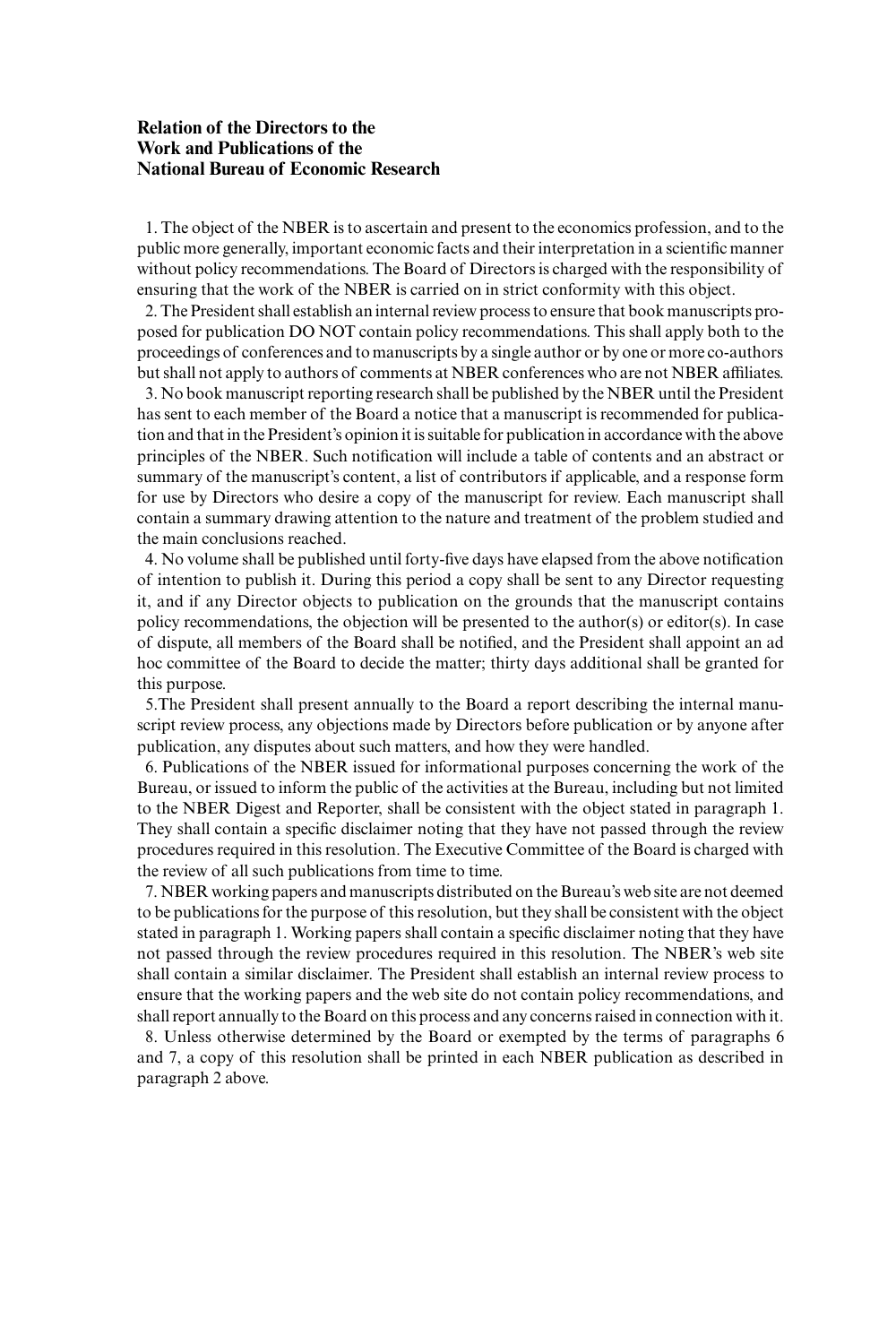## Relation of the Directors to the Work and Publications of the National Bureau of Economic Research

1. The object of the NBER is to ascertain and present to the economics profession, and to the public more generally, important economic facts and their interpretation in a scientific manner without policy recommendations. The Board of Directors is charged with the responsibility of ensuring that the work of the NBER is carried on in strict conformity with this object.

2. The President shall establish an internal review process to ensure that book manuscripts proposed for publication DO NOT contain policy recommendations. This shall apply both to the proceedings of conferences and to manuscripts by a single author or by one or more co-authors but shall not apply to authors of comments at NBER conferences who are not NBER affiliates.

3. No book manuscript reporting research shall be published by the NBER until the President has sent to each member of the Board a notice that a manuscript is recommended for publication and that in the President's opinion it is suitable for publication in accordance with the above principles of the NBER. Such notification will include a table of contents and an abstract or summary of the manuscript's content, a list of contributors if applicable, and a response form for use by Directors who desire a copy of the manuscript for review. Each manuscript shall contain a summary drawing attention to the nature and treatment of the problem studied and the main conclusions reached.

4. No volume shall be published until forty-five days have elapsed from the above notification of intention to publish it. During this period a copy shall be sent to any Director requesting it, and if any Director objects to publication on the grounds that the manuscript contains policy recommendations, the objection will be presented to the author(s) or editor(s). In case of dispute, all members of the Board shall be notified, and the President shall appoint an ad hoc committee of the Board to decide the matter; thirty days additional shall be granted for this purpose.

5. The President shall present annually to the Board a report describing the internal manuscript review process, any objections made by Directors before publication or by anyone after publication, any disputes about such matters, and how they were handled.

6. Publications of the NBER issued for informational purposes concerning the work of the Bureau, or issued to inform the public of the activities at the Bureau, including but not limited to the NBER Digest and Reporter, shall be consistent with the object stated in paragraph 1. They shall contain a specific disclaimer noting that they have not passed through the review procedures required in this resolution. The Executive Committee of the Board is charged with the review of all such publications from time to time.

7. NBER working papers and manuscripts distributed on the Bureau's web site are not deemed to be publications for the purpose of this resolution, but they shall be consistent with the object stated in paragraph 1. Working papers shall contain a specific disclaimer noting that they have not passed through the review procedures required in this resolution. The NBER's web site shall contain a similar disclaimer. The President shall establish an internal review process to ensure that the working papers and the web site do not contain policy recommendations, and shall report annually to the Board on this process and any concerns raised in connection with it.

8. Unless otherwise determined by the Board or exempted by the terms of paragraphs 6 and 7, a copy of this resolution shall be printed in each NBER publication as described in paragraph 2 above.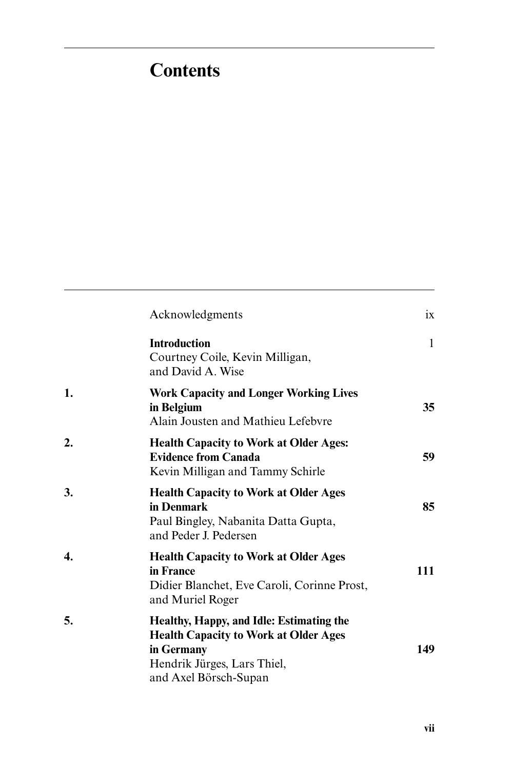# Contents

| | | |
|---|---|---|
| | Acknowledgments | ix |
| | **Introduction**<br>Courtney Coile, Kevin Milligan, and David A. Wise | 1 |
| **1.** | **Work Capacity and Longer Working Lives in Belgium**<br>Alain Jousten and Mathieu Lefebvre | **35** |
| **2.** | **Health Capacity to Work at Older Ages: Evidence from Canada**<br>Kevin Milligan and Tammy Schirle | **59** |
| **3.** | **Health Capacity to Work at Older Ages in Denmark**<br>Paul Bingley, Nabanita Datta Gupta, and Peder J. Pedersen | **85** |
| **4.** | **Health Capacity to Work at Older Ages in France**<br>Didier Blanchet, Eve Caroli, Corinne Prost, and Muriel Roger | **111** |
| **5.** | **Healthy, Happy, and Idle: Estimating the Health Capacity to Work at Older Ages in Germany**<br>Hendrik Jürges, Lars Thiel, and Axel Börsch-Supan | **149** |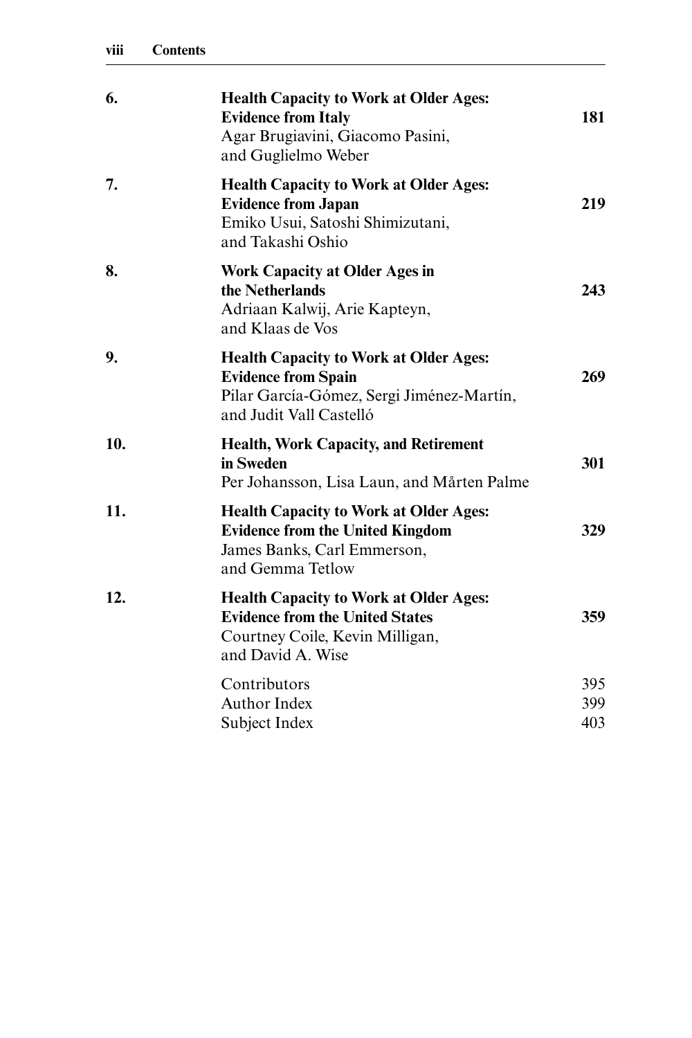| | | |
|---|---|---|
| 6. | **Health Capacity to Work at Older Ages: Evidence from Italy**<br>Agar Brugiavini, Giacomo Pasini, and Guglielmo Weber | **181** |
| 7. | **Health Capacity to Work at Older Ages: Evidence from Japan**<br>Emiko Usui, Satoshi Shimizutani, and Takashi Oshio | **219** |
| 8. | **Work Capacity at Older Ages in the Netherlands**<br>Adriaan Kalwij, Arie Kapteyn, and Klaas de Vos | **243** |
| 9. | **Health Capacity to Work at Older Ages: Evidence from Spain**<br>Pilar García-Gómez, Sergi Jiménez-Martín, and Judit Vall Castelló | **269** |
| 10. | **Health, Work Capacity, and Retirement in Sweden**<br>Per Johansson, Lisa Laun, and Mårten Palme | **301** |
| 11. | **Health Capacity to Work at Older Ages: Evidence from the United Kingdom**<br>James Banks, Carl Emmerson, and Gemma Tetlow | **329** |
| 12. | **Health Capacity to Work at Older Ages: Evidence from the United States**<br>Courtney Coile, Kevin Milligan, and David A. Wise | **359** |
| | Contributors | 395 |
| | Author Index | 399 |
| | Subject Index | 403 |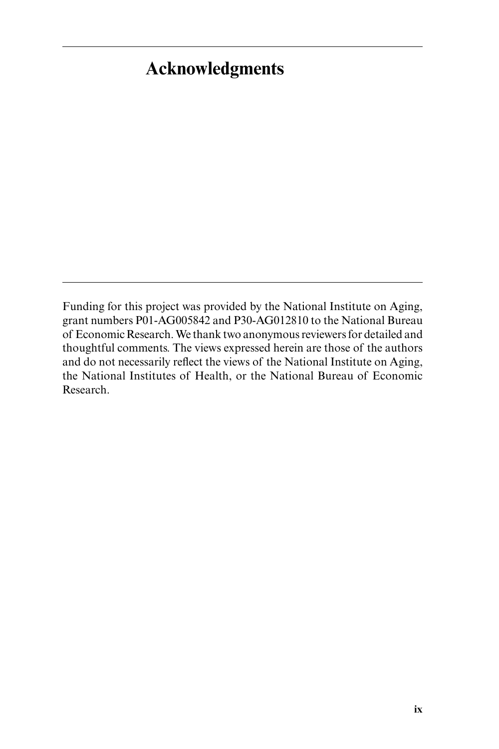# Acknowledgments

Funding for this project was provided by the National Institute on Aging, grant numbers P01-AG005842 and P30-AG012810 to the National Bureau of Economic Research. We thank two anonymous reviewers for detailed and thoughtful comments. The views expressed herein are those of the authors and do not necessarily reflect the views of the National Institute on Aging, the National Institutes of Health, or the National Bureau of Economic Research.